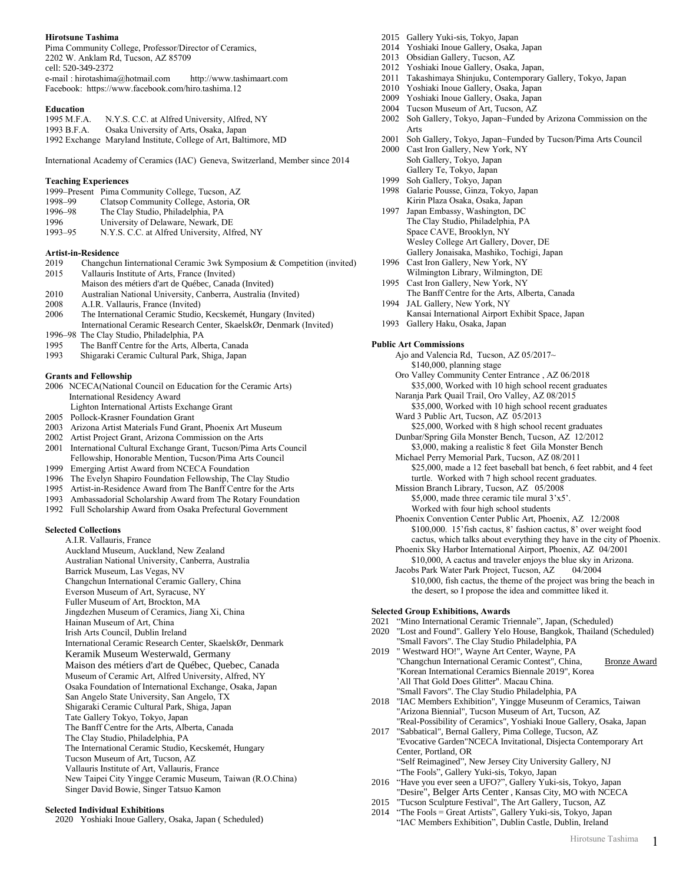**Hirotsune Tashima**
Pima Community College, Professor/Director of Ceramics,
2202 W. Anklam Rd, Tucson, AZ 85709
cell: 520-349-2372
e-mail : hirotashima@hotmail.com http://www.tashimaart.com
Facebook: https://www.facebook.com/hiro.tashima.12

**Education**
1995 M.F.A. N.Y.S. C.C. at Alfred University, Alfred, NY
1993 B.F.A. Osaka University of Arts, Osaka, Japan
1992 Exchange Maryland Institute, College of Art, Baltimore, MD

International Academy of Ceramics (IAC) Geneva, Switzerland, Member since 2014

**Teaching Experiences**
1999–Present Pima Community College, Tucson, AZ
1998–99 Clatsop Community College, Astoria, OR
1996–98 The Clay Studio, Philadelphia, PA
1996 University of Delaware, Newark, DE
1993–95 N.Y.S. C.C. at Alfred University, Alfred, NY

**Artist-in-Residence**
2019 Changchun Iinternational Ceramic 3wk Symposium & Competition (invited)
2015 Vallauris Institute of Arts, France (Invited)
Maison des métiers d'art de Québec, Canada (Invited)
2010 Australian National University, Canberra, Australia (Invited)
2008 A.I.R. Vallauris, France (Invited)
2006 The International Ceramic Studio, Kecskemét, Hungary (Invited)
International Ceramic Research Center, SkaelskØr, Denmark (Invited)
1996–98 The Clay Studio, Philadelphia, PA
1995 The Banff Centre for the Arts, Alberta, Canada
1993 Shigaraki Ceramic Cultural Park, Shiga, Japan

**Grants and Fellowship**
2006 NCECA(National Council on Education for the Ceramic Arts)
International Residency Award
Lighton International Artists Exchange Grant
2005 Pollock-Krasner Foundation Grant
2003 Arizona Artist Materials Fund Grant, Phoenix Art Museum
2002 Artist Project Grant, Arizona Commission on the Arts
2001 International Cultural Exchange Grant, Tucson/Pima Arts Council
Fellowship, Honorable Mention, Tucson/Pima Arts Council
1999 Emerging Artist Award from NCECA Foundation
1996 The Evelyn Shapiro Foundation Fellowship, The Clay Studio
1995 Artist-in-Residence Award from The Banff Centre for the Arts
1993 Ambassadorial Scholarship Award from The Rotary Foundation
1992 Full Scholarship Award from Osaka Prefectural Government

**Selected Collections**
A.I.R. Vallauris, France
Auckland Museum, Auckland, New Zealand
Australian National University, Canberra, Australia
Barrick Museum, Las Vegas, NV
Changchun International Ceramic Gallery, China
Everson Museum of Art, Syracuse, NY
Fuller Museum of Art, Brockton, MA
Jingdezhen Museum of Ceramics, Jiang Xi, China
Hainan Museum of Art, China
Irish Arts Council, Dublin Ireland
International Ceramic Research Center, SkaelskØr, Denmark
Keramik Museum Westerwald, Germany
Maison des métiers d'art de Québec, Quebec, Canada
Museum of Ceramic Art, Alfred University, Alfred, NY
Osaka Foundation of International Exchange, Osaka, Japan
San Angelo State University, San Angelo, TX
Shigaraki Ceramic Cultural Park, Shiga, Japan
Tate Gallery Tokyo, Tokyo, Japan
The Banff Centre for the Arts, Alberta, Canada
The Clay Studio, Philadelphia, PA
The International Ceramic Studio, Kecskemét, Hungary
Tucson Museum of Art, Tucson, AZ
Vallauris Institute of Art, Vallauris, France
New Taipei City Yingge Ceramic Museum, Taiwan (R.O.China)
Singer David Bowie, Singer Tatsuo Kamon

**Selected Individual Exhibitions**
2020 Yoshiaki Inoue Gallery, Osaka, Japan ( Scheduled)
2015 Gallery Yuki-sis, Tokyo, Japan
2014 Yoshiaki Inoue Gallery, Osaka, Japan
2013 Obsidian Gallery, Tucson, AZ
2012 Yoshiaki Inoue Gallery, Osaka, Japan,
2011 Takashimaya Shinjuku, Contemporary Gallery, Tokyo, Japan
2010 Yoshiaki Inoue Gallery, Osaka, Japan
2009 Yoshiaki Inoue Gallery, Osaka, Japan
2004 Tucson Museum of Art, Tucson, AZ
2002 Soh Gallery, Tokyo, Japan~Funded by Arizona Commission on the Arts
2001 Soh Gallery, Tokyo, Japan~Funded by Tucson/Pima Arts Council
2000 Cast Iron Gallery, New York, NY
Soh Gallery, Tokyo, Japan
Gallery Te, Tokyo, Japan
1999 Soh Gallery, Tokyo, Japan
1998 Galarie Pousse, Ginza, Tokyo, Japan
Kirin Plaza Osaka, Osaka, Japan
1997 Japan Embassy, Washington, DC
The Clay Studio, Philadelphia, PA
Space CAVE, Brooklyn, NY
Wesley College Art Gallery, Dover, DE
Gallery Jonaisaka, Mashiko, Tochigi, Japan
1996 Cast Iron Gallery, New York, NY
Wilmington Library, Wilmington, DE
1995 Cast Iron Gallery, New York, NY
The Banff Centre for the Arts, Alberta, Canada
1994 JAL Gallery, New York, NY
Kansai International Airport Exhibit Space, Japan
1993 Gallery Haku, Osaka, Japan

**Public Art Commissions**
Ajo and Valencia Rd, Tucson, AZ 05/2017~
$140,000, planning stage
Oro Valley Community Center Entrance , AZ 06/2018
$35,000, Worked with 10 high school recent graduates
Naranja Park Quail Trail, Oro Valley, AZ 08/2015
$35,000, Worked with 10 high school recent graduates
Ward 3 Public Art, Tucson, AZ 05/2013
$25,000, Worked with 8 high school recent graduates
Dunbar/Spring Gila Monster Bench, Tucson, AZ 12/2012
$3,000, making a realistic 8 feet Gila Monster Bench
Michael Perry Memorial Park, Tucson, AZ 08/2011
$25,000, made a 12 feet baseball bat bench, 6 feet rabbit, and 4 feet turtle. Worked with 7 high school recent graduates.
Mission Branch Library, Tucson, AZ 05/2008
$5,000, made three ceramic tile mural 3'x5'.
Worked with four high school students
Phoenix Convention Center Public Art, Phoenix, AZ 12/2008
$100,000. 15'fish cactus, 8' fashion cactus, 8' over weight food cactus, which talks about everything they have in the city of Phoenix.
Phoenix Sky Harbor International Airport, Phoenix, AZ 04/2001
$10,000, A cactus and traveler enjoys the blue sky in Arizona.
Jacobs Park Water Park Project, Tucson, AZ 04/2004
$10,000, fish cactus, the theme of the project was bring the beach in the desert, so I propose the idea and committee liked it.

**Selected Group Exhibitions, Awards**
2021 "Mino International Ceramic Triennale", Japan, (Scheduled)
2020 "Lost and Found". Gallery Yelo House, Bangkok, Thailand (Scheduled)
"Small Favors". The Clay Studio Philadelphia, PA
2019 " Westward HO!", Wayne Art Center, Wayne, PA
"Changchun International Ceramic Contest", China, Bronze Award
"Korean International Ceramics Biennale 2019", Korea
'All That Gold Does Glitter". Macau China.
"Small Favors". The Clay Studio Philadelphia, PA
2018 "IAC Members Exhibition", Yingge Museunm of Ceramics, Taiwan
"Arizona Biennial", Tucson Museum of Art, Tucson, AZ
"Real-Possibility of Ceramics", Yoshiaki Inoue Gallery, Osaka, Japan
2017 "Sabbatical", Bernal Gallery, Pima College, Tucson, AZ
"Evocative Garden"NCECA Invitational, Disjecta Contemporary Art Center, Portland, OR
"Self Reimagined", New Jersey City University Gallery, NJ
"The Fools", Gallery Yuki-sis, Tokyo, Japan
2016 "Have you ever seen a UFO?", Gallery Yuki-sis, Tokyo, Japan
"Desire", Belger Arts Center , Kansas City, MO with NCECA
2015 "Tucson Sculpture Festival", The Art Gallery, Tucson, AZ
2014 "The Fools = Great Artists", Gallery Yuki-sis, Tokyo, Japan
"IAC Members Exhibition", Dublin Castle, Dublin, Ireland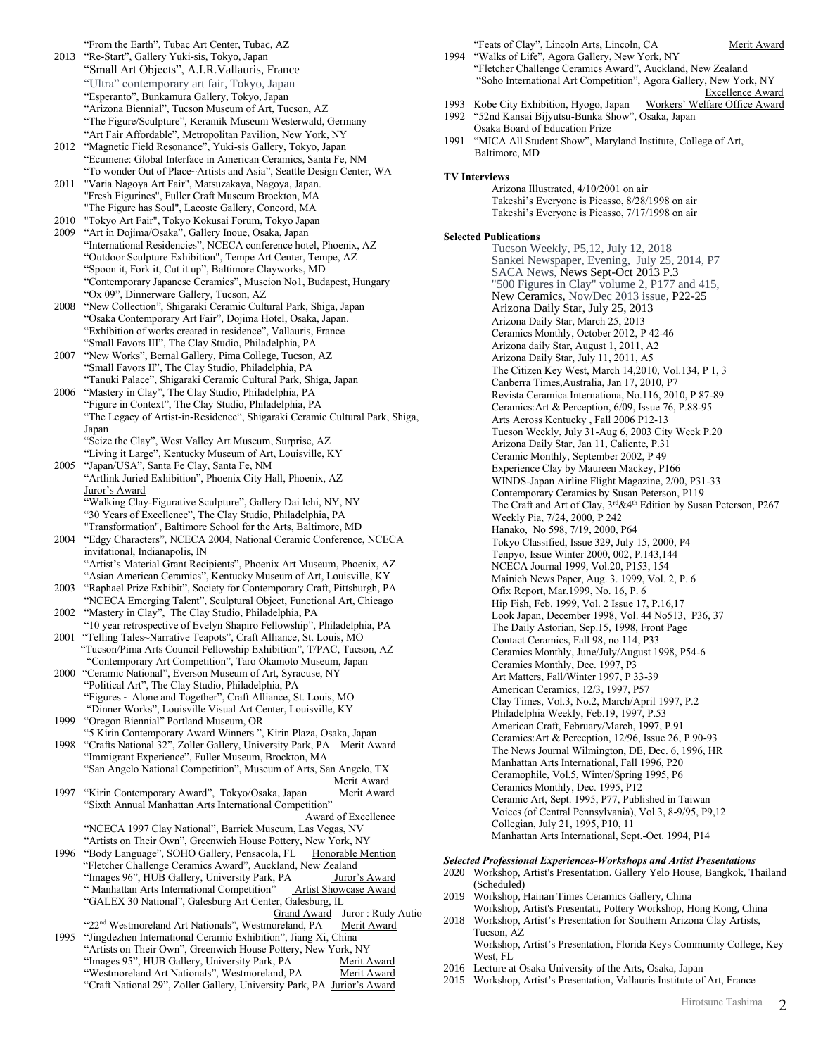"From the Earth", Tubac Art Center, Tubac, AZ

2013 "Re-Start", Gallery Yuki-sis, Tokyo, Japan
"Small Art Objects", A.I.R.Vallauris, France
"Ultra" contemporary art fair, Tokyo, Japan
"Esperanto", Bunkamura Gallery, Tokyo, Japan
"Arizona Biennial", Tucson Museum of Art, Tucson, AZ
"The Figure/Sculpture", Keramik Museum Westerwald, Germany
"Art Fair Affordable", Metropolitan Pavilion, New York, NY

2012 "Magnetic Field Resonance", Yuki-sis Gallery, Tokyo, Japan
"Ecumene: Global Interface in American Ceramics, Santa Fe, NM
"To wonder Out of Place~Artists and Asia", Seattle Design Center, WA

2011 "Varia Nagoya Art Fair", Matsuzakaya, Nagoya, Japan.
"Fresh Figurines", Fuller Craft Museum Brockton, MA
"The Figure has Soul", Lacoste Gallery, Concord, MA

2010 "Tokyo Art Fair", Tokyo Kokusai Forum, Tokyo Japan

2009 "Art in Dojima/Osaka", Gallery Inoue, Osaka, Japan
"International Residencies", NCECA conference hotel, Phoenix, AZ
"Outdoor Sculpture Exhibition", Tempe Art Center, Tempe, AZ
"Spoon it, Fork it, Cut it up", Baltimore Clayworks, MD
"Contemporary Japanese Ceramics", Museion No1, Budapest, Hungary
"Ox 09", Dinnerware Gallery, Tucson, AZ

2008 "New Collection", Shigaraki Ceramic Cultural Park, Shiga, Japan
"Osaka Contemporary Art Fair", Dojima Hotel, Osaka, Japan.
"Exhibition of works created in residence", Vallauris, France
"Small Favors III", The Clay Studio, Philadelphia, PA

2007 "New Works", Bernal Gallery, Pima College, Tucson, AZ
"Small Favors II", The Clay Studio, Philadelphia, PA
"Tanuki Palace", Shigaraki Ceramic Cultural Park, Shiga, Japan

2006 "Mastery in Clay", The Clay Studio, Philadelphia, PA
"Figure in Context", The Clay Studio, Philadelphia, PA
"The Legacy of Artist-in-Residence", Shigaraki Ceramic Cultural Park, Shiga, Japan
"Seize the Clay", West Valley Art Museum, Surprise, AZ
"Living it Large", Kentucky Museum of Art, Louisville, KY

2005 "Japan/USA", Santa Fe Clay, Santa Fe, NM
"Artlink Juried Exhibition", Phoenix City Hall, Phoenix, AZ
Juror's Award
"Walking Clay-Figurative Sculpture", Gallery Dai Ichi, NY, NY
"30 Years of Excellence", The Clay Studio, Philadelphia, PA
"Transformation", Baltimore School for the Arts, Baltimore, MD

2004 "Edgy Characters", NCECA 2004, National Ceramic Conference, NCECA invitational, Indianapolis, IN
"Artist's Material Grant Recipients", Phoenix Art Museum, Phoenix, AZ
"Asian American Ceramics", Kentucky Museum of Art, Louisville, KY

2003 "Raphael Prize Exhibit", Society for Contemporary Craft, Pittsburgh, PA
"NCECA Emerging Talent", Sculptural Object, Functional Art, Chicago

2002 "Mastery in Clay", The Clay Studio, Philadelphia, PA
"10 year retrospective of Evelyn Shapiro Fellowship", Philadelphia, PA

2001 "Telling Tales~Narrative Teapots", Craft Alliance, St. Louis, MO
"Tucson/Pima Arts Council Fellowship Exhibition", T/PAC, Tucson, AZ
"Contemporary Art Competition", Taro Okamoto Museum, Japan

2000 "Ceramic National", Everson Museum of Art, Syracuse, NY
"Political Art", The Clay Studio, Philadelphia, PA
"Figures ~ Alone and Together", Craft Alliance, St. Louis, MO
"Dinner Works", Louisville Visual Art Center, Louisville, KY

1999 "Oregon Biennial" Portland Museum, OR
"5 Kirin Contemporary Award Winners ", Kirin Plaza, Osaka, Japan

1998 "Crafts National 32", Zoller Gallery, University Park, PA Merit Award
"Immigrant Experience", Fuller Museum, Brockton, MA
"San Angelo National Competition", Museum of Arts, San Angelo, TX Merit Award

1997 "Kirin Contemporary Award", Tokyo/Osaka, Japan Merit Award
"Sixth Annual Manhattan Arts International Competition" Award of Excellence
"NCECA 1997 Clay National", Barrick Museum, Las Vegas, NV
"Artists on Their Own", Greenwich House Pottery, New York, NY

1996 "Body Language", SOHO Gallery, Pensacola, FL Honorable Mention
"Fletcher Challenge Ceramics Award", Auckland, New Zealand
"Images 96", HUB Gallery, University Park, PA Juror's Award
" Manhattan Arts International Competition" Artist Showcase Award
"GALEX 30 National", Galesburg Art Center, Galesburg, IL Grand Award Juror : Rudy Autio
"22nd Westmoreland Art Nationals", Westmoreland, PA Merit Award

1995 "Jingdezhen International Ceramic Exhibition", Jiang Xi, China
"Artists on Their Own", Greenwich House Pottery, New York, NY
"Images 95", HUB Gallery, University Park, PA Merit Award
"Westmoreland Art Nationals", Westmoreland, PA Merit Award
"Craft National 29", Zoller Gallery, University Park, PA Jurior's Award
"Feats of Clay", Lincoln Arts, Lincoln, CA Merit Award

1994 "Walks of Life", Agora Gallery, New York, NY
"Fletcher Challenge Ceramics Award", Auckland, New Zealand
"Soho International Art Competition", Agora Gallery, New York, NY Excellence Award

1993 Kobe City Exhibition, Hyogo, Japan Workers' Welfare Office Award

1992 "52nd Kansai Bijyutsu-Bunka Show", Osaka, Japan
Osaka Board of Education Prize

1991 "MICA All Student Show", Maryland Institute, College of Art, Baltimore, MD

**TV Interviews**

Arizona Illustrated, 4/10/2001 on air
Takeshi's Everyone is Picasso, 8/28/1998 on air
Takeshi's Everyone is Picasso, 7/17/1998 on air

**Selected Publications**

Tucson Weekly, P5,12, July 12, 2018
Sankei Newspaper, Evening, July 25, 2014, P7
SACA News, News Sept-Oct 2013 P.3
"500 Figures in Clay" volume 2, P177 and 415,
New Ceramics, Nov/Dec 2013 issue, P22-25
Arizona Daily Star, July 25, 2013
Arizona Daily Star, March 25, 2013
Ceramics Monthly, October 2012, P 42-46
Arizona daily Star, August 1, 2011, A2
Arizona Daily Star, July 11, 2011, A5
The Citizen Key West, March 14,2010, Vol.134, P 1, 3
Canberra Times,Australia, Jan 17, 2010, P7
Revista Ceramica Internationa, No.116, 2010, P 87-89
Ceramics:Art & Perception, 6/09, Issue 76, P.88-95
Arts Across Kentucky , Fall 2006 P12-13
Tucson Weekly, July 31-Aug 6, 2003 City Week P.20
Arizona Daily Star, Jan 11, Caliente, P.31
Ceramic Monthly, September 2002, P 49
Experience Clay by Maureen Mackey, P166
WINDS-Japan Airline Flight Magazine, 2/00, P31-33
Contemporary Ceramics by Susan Peterson, P119
The Craft and Art of Clay, 3rd&4th Edition by Susan Peterson, P267
Weekly Pia, 7/24, 2000, P 242
Hanako, No 598, 7/19, 2000, P64
Tokyo Classified, Issue 329, July 15, 2000, P4
Tenpyo, Issue Winter 2000, 002, P.143,144
NCECA Journal 1999, Vol.20, P153, 154
Mainich News Paper, Aug. 3. 1999, Vol. 2, P. 6
Ofix Report, Mar.1999, No. 16, P. 6
Hip Fish, Feb. 1999, Vol. 2 Issue 17, P.16,17
Look Japan, December 1998, Vol. 44 No513, P36, 37
The Daily Astorian, Sep.15, 1998, Front Page
Contact Ceramics, Fall 98, no.114, P33
Ceramics Monthly, June/July/August 1998, P54-6
Ceramics Monthly, Dec. 1997, P3
Art Matters, Fall/Winter 1997, P 33-39
American Ceramics, 12/3, 1997, P57
Clay Times, Vol.3, No.2, March/April 1997, P.2
Philadelphia Weekly, Feb.19, 1997, P.53
American Craft, February/March, 1997, P.91
Ceramics:Art & Perception, 12/96, Issue 26, P.90-93
The News Journal Wilmington, DE, Dec. 6, 1996, HR
Manhattan Arts International, Fall 1996, P20
Ceramophile, Vol.5, Winter/Spring 1995, P6
Ceramics Monthly, Dec. 1995, P12
Ceramic Art, Sept. 1995, P77, Published in Taiwan
Voices (of Central Pennsylvania), Vol.3, 8-9/95, P9,12
Collegian, July 21, 1995, P10, 11
Manhattan Arts International, Sept.-Oct. 1994, P14

***Selected Professional Experiences-Workshops and Artist Presentations***

2020 Workshop, Artist's Presentation. Gallery Yelo House, Bangkok, Thailand (Scheduled)

2019 Workshop, Hainan Times Ceramics Gallery, China
Workshop, Artist's Presentati, Pottery Workshop, Hong Kong, China

2018 Workshop, Artist's Presentation for Southern Arizona Clay Artists, Tucson, AZ
Workshop, Artist's Presentation, Florida Keys Community College, Key West, FL

2016 Lecture at Osaka University of the Arts, Osaka, Japan

2015 Workshop, Artist's Presentation, Vallauris Institute of Art, France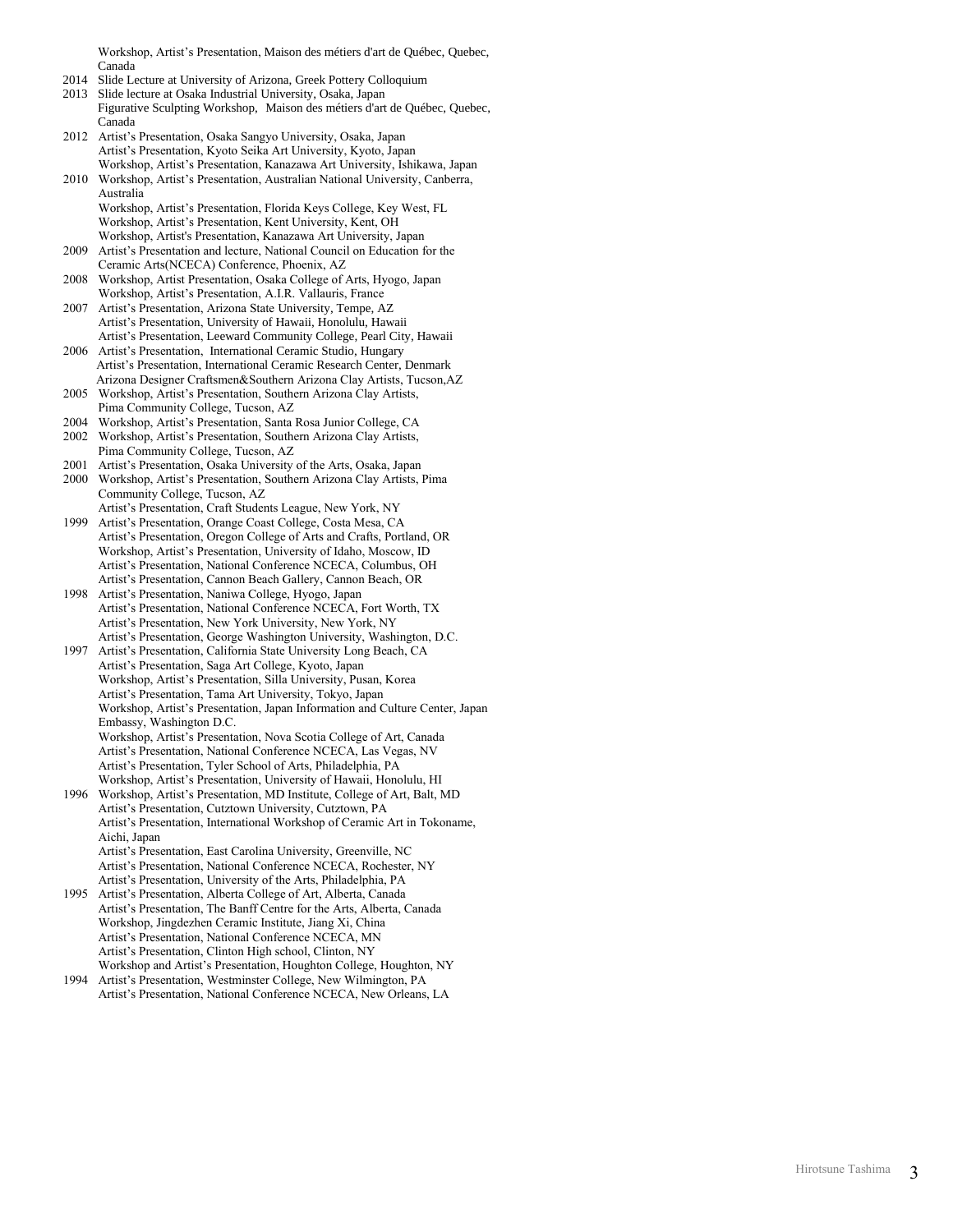Workshop, Artist's Presentation, Maison des métiers d'art de Québec, Quebec, Canada

2014 Slide Lecture at University of Arizona, Greek Pottery Colloquium

2013 Slide lecture at Osaka Industrial University, Osaka, Japan
Figurative Sculpting Workshop, Maison des métiers d'art de Québec, Quebec, Canada

2012 Artist's Presentation, Osaka Sangyo University, Osaka, Japan
Artist's Presentation, Kyoto Seika Art University, Kyoto, Japan
Workshop, Artist's Presentation, Kanazawa Art University, Ishikawa, Japan

2010 Workshop, Artist's Presentation, Australian National University, Canberra, Australia
Workshop, Artist's Presentation, Florida Keys College, Key West, FL
Workshop, Artist's Presentation, Kent University, Kent, OH
Workshop, Artist's Presentation, Kanazawa Art University, Japan

2009 Artist's Presentation and lecture, National Council on Education for the Ceramic Arts(NCECA) Conference, Phoenix, AZ

2008 Workshop, Artist Presentation, Osaka College of Arts, Hyogo, Japan
Workshop, Artist's Presentation, A.I.R. Vallauris, France

2007 Artist's Presentation, Arizona State University, Tempe, AZ
Artist's Presentation, University of Hawaii, Honolulu, Hawaii
Artist's Presentation, Leeward Community College, Pearl City, Hawaii

2006 Artist's Presentation, International Ceramic Studio, Hungary
Artist's Presentation, International Ceramic Research Center, Denmark
Arizona Designer Craftsmen&Southern Arizona Clay Artists, Tucson,AZ

2005 Workshop, Artist's Presentation, Southern Arizona Clay Artists, Pima Community College, Tucson, AZ

2004 Workshop, Artist's Presentation, Santa Rosa Junior College, CA

2002 Workshop, Artist's Presentation, Southern Arizona Clay Artists, Pima Community College, Tucson, AZ

2001 Artist's Presentation, Osaka University of the Arts, Osaka, Japan

2000 Workshop, Artist's Presentation, Southern Arizona Clay Artists, Pima Community College, Tucson, AZ
Artist's Presentation, Craft Students League, New York, NY

1999 Artist's Presentation, Orange Coast College, Costa Mesa, CA
Artist's Presentation, Oregon College of Arts and Crafts, Portland, OR
Workshop, Artist's Presentation, University of Idaho, Moscow, ID
Artist's Presentation, National Conference NCECA, Columbus, OH
Artist's Presentation, Cannon Beach Gallery, Cannon Beach, OR

1998 Artist's Presentation, Naniwa College, Hyogo, Japan
Artist's Presentation, National Conference NCECA, Fort Worth, TX
Artist's Presentation, New York University, New York, NY
Artist's Presentation, George Washington University, Washington, D.C.

1997 Artist's Presentation, California State University Long Beach, CA
Artist's Presentation, Saga Art College, Kyoto, Japan
Workshop, Artist's Presentation, Silla University, Pusan, Korea
Artist's Presentation, Tama Art University, Tokyo, Japan
Workshop, Artist's Presentation, Japan Information and Culture Center, Japan Embassy, Washington D.C.
Workshop, Artist's Presentation, Nova Scotia College of Art, Canada
Artist's Presentation, National Conference NCECA, Las Vegas, NV
Artist's Presentation, Tyler School of Arts, Philadelphia, PA
Workshop, Artist's Presentation, University of Hawaii, Honolulu, HI

1996 Workshop, Artist's Presentation, MD Institute, College of Art, Balt, MD
Artist's Presentation, Cutztown University, Cutztown, PA
Artist's Presentation, International Workshop of Ceramic Art in Tokoname, Aichi, Japan
Artist's Presentation, East Carolina University, Greenville, NC
Artist's Presentation, National Conference NCECA, Rochester, NY
Artist's Presentation, University of the Arts, Philadelphia, PA

1995 Artist's Presentation, Alberta College of Art, Alberta, Canada
Artist's Presentation, The Banff Centre for the Arts, Alberta, Canada
Workshop, Jingdezhen Ceramic Institute, Jiang Xi, China
Artist's Presentation, National Conference NCECA, MN
Artist's Presentation, Clinton High school, Clinton, NY
Workshop and Artist's Presentation, Houghton College, Houghton, NY

1994 Artist's Presentation, Westminster College, New Wilmington, PA
Artist's Presentation, National Conference NCECA, New Orleans, LA